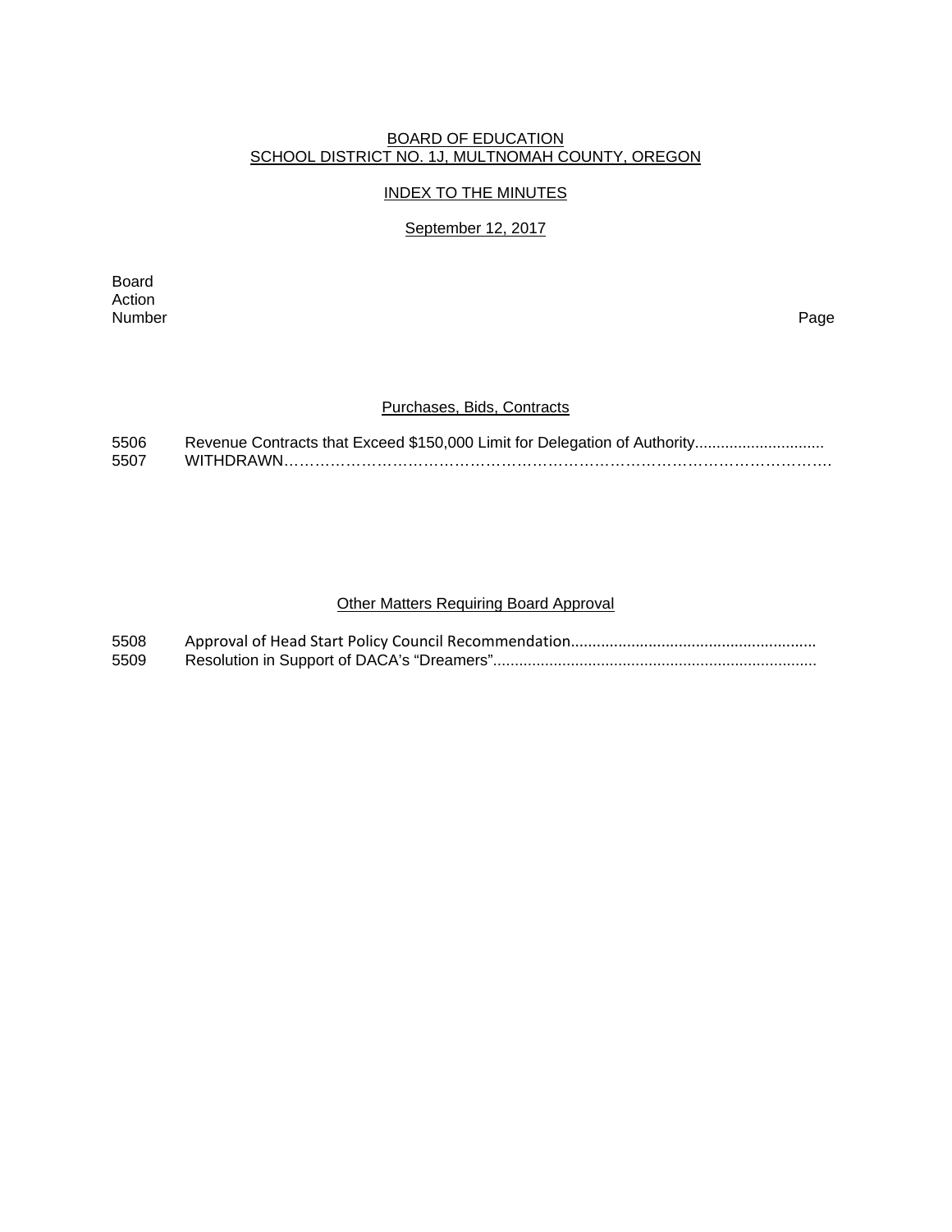BOARD OF EDUCATION
SCHOOL DISTRICT NO. 1J, MULTNOMAH COUNTY, OREGON

INDEX TO THE MINUTES

September 12, 2017

| Board Action Number | | Page |
|---|---|---|

### Purchases, Bids, Contracts

| | | |
|---|---|---|
| 5506 | Revenue Contracts that Exceed $150,000 Limit for Delegation of Authority............................. | |
| 5507 | WITHDRAWN………………………………………………………………………………………. | |

### Other Matters Requiring Board Approval

| | | |
|---|---|---|
| 5508 | Approval of Head Start Policy Council Recommendation........................................................ | |
| 5509 | Resolution in Support of DACA's "Dreamers"........................................................................... | |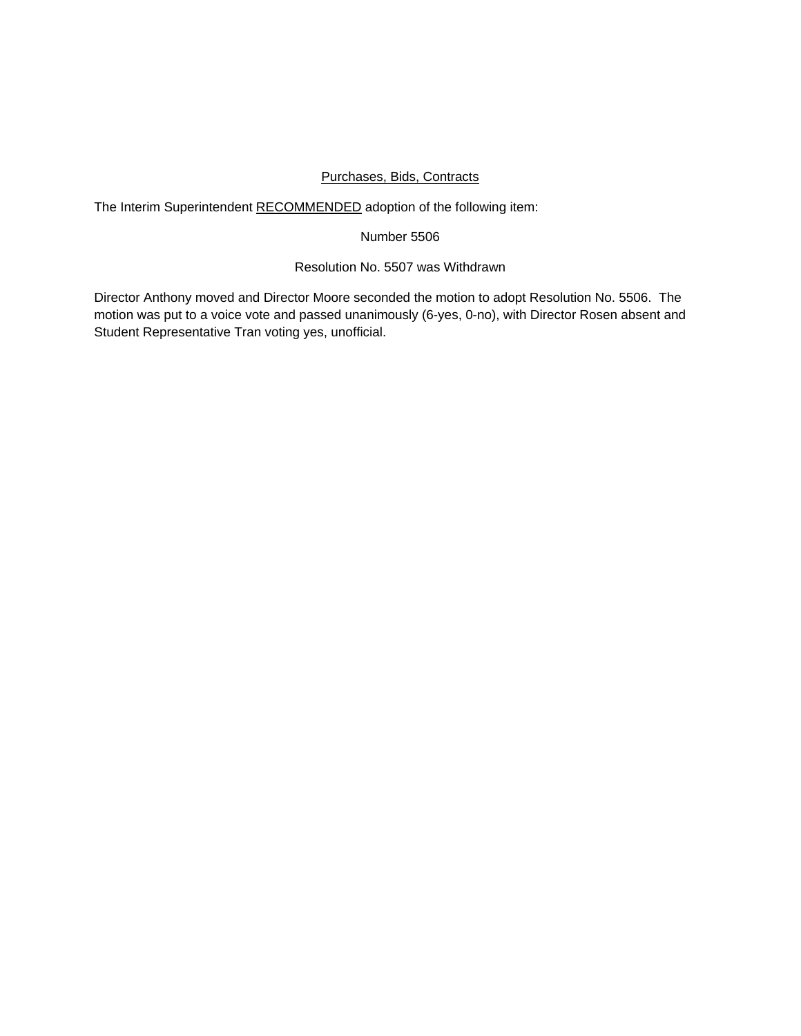<u>Purchases, Bids, Contracts</u>

The Interim Superintendent <u>RECOMMENDED</u> adoption of the following item:

Number 5506

Resolution No. 5507 was Withdrawn

Director Anthony moved and Director Moore seconded the motion to adopt Resolution No. 5506. The motion was put to a voice vote and passed unanimously (6-yes, 0-no), with Director Rosen absent and Student Representative Tran voting yes, unofficial.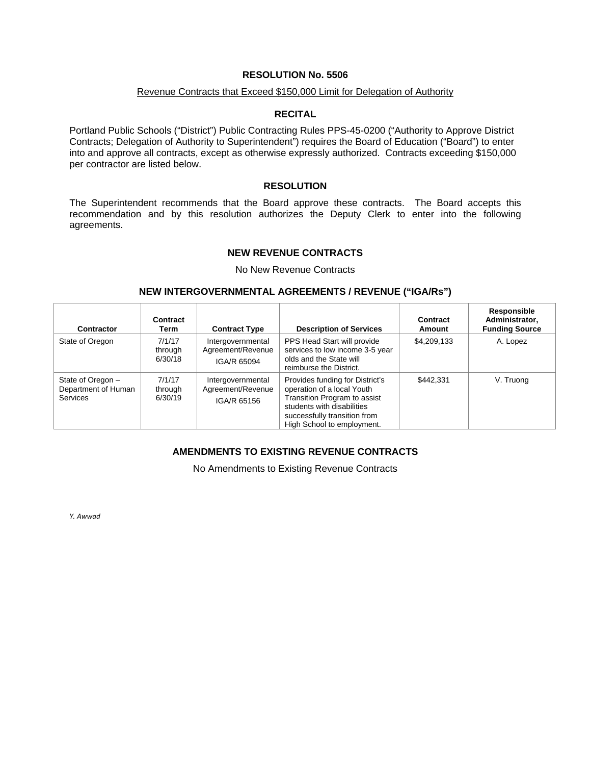# RESOLUTION No. 5506

Revenue Contracts that Exceed $150,000 Limit for Delegation of Authority

## RECITAL

Portland Public Schools ("District") Public Contracting Rules PPS-45-0200 ("Authority to Approve District Contracts; Delegation of Authority to Superintendent") requires the Board of Education ("Board") to enter into and approve all contracts, except as otherwise expressly authorized. Contracts exceeding $150,000 per contractor are listed below.

## RESOLUTION

The Superintendent recommends that the Board approve these contracts. The Board accepts this recommendation and by this resolution authorizes the Deputy Clerk to enter into the following agreements.

### NEW REVENUE CONTRACTS

No New Revenue Contracts

### NEW INTERGOVERNMENTAL AGREEMENTS / REVENUE ("IGA/Rs")

| Contractor | Contract Term | Contract Type | Description of Services | Contract Amount | Responsible Administrator, Funding Source |
|---|---|---|---|---|---|
| State of Oregon | 7/1/17 through 6/30/18 | Intergovernmental Agreement/Revenue IGA/R 65094 | PPS Head Start will provide services to low income 3-5 year olds and the State will reimburse the District. | $4,209,133 | A. Lopez |
| State of Oregon – Department of Human Services | 7/1/17 through 6/30/19 | Intergovernmental Agreement/Revenue IGA/R 65156 | Provides funding for District's operation of a local Youth Transition Program to assist students with disabilities successfully transition from High School to employment. | $442,331 | V. Truong |

### AMENDMENTS TO EXISTING REVENUE CONTRACTS

No Amendments to Existing Revenue Contracts

*Y. Awwad*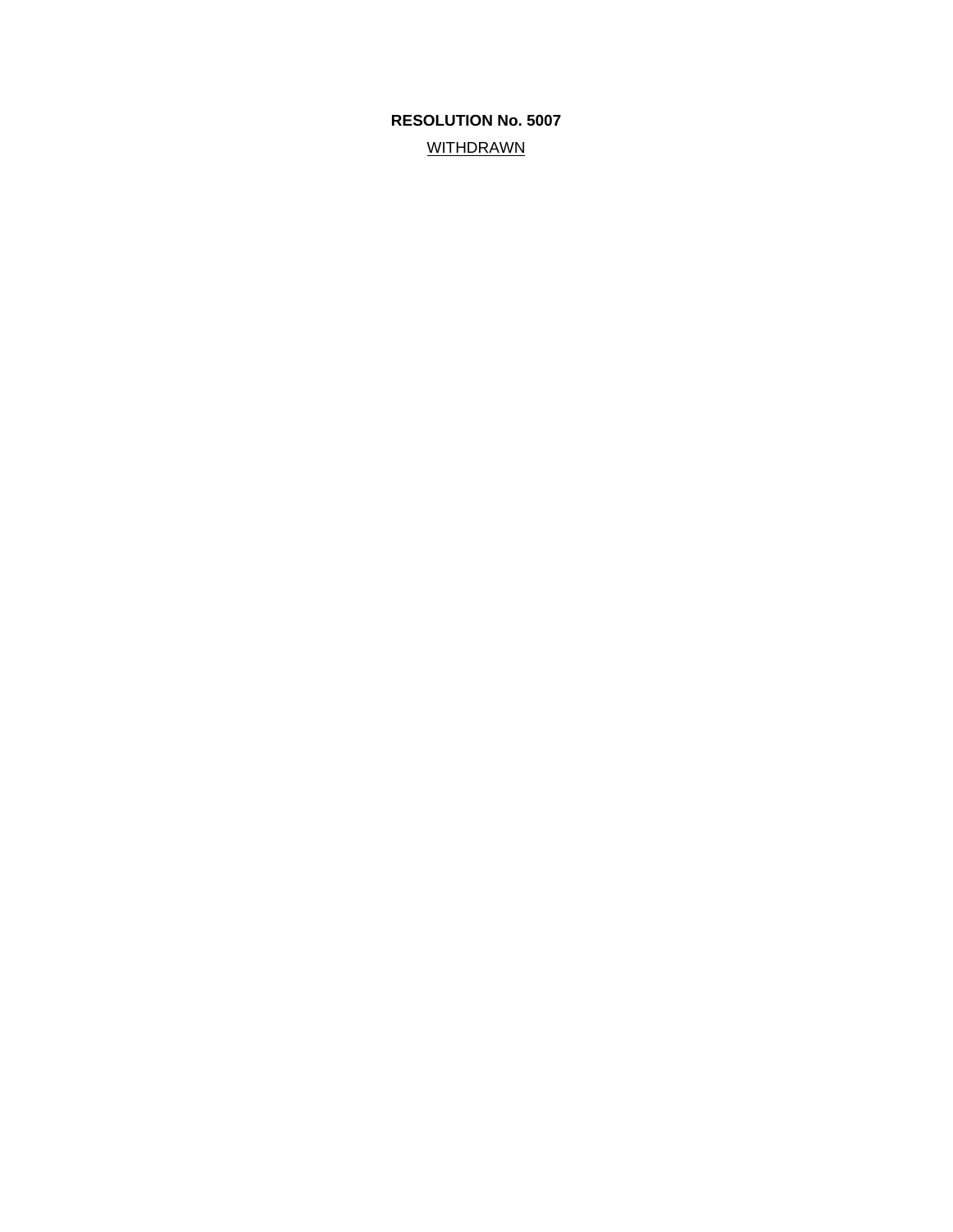**RESOLUTION No. 5007**

WITHDRAWN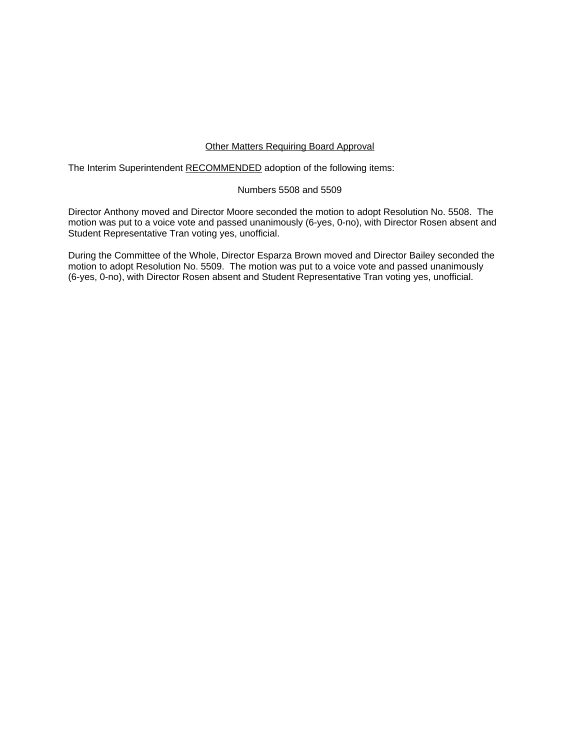## Other Matters Requiring Board Approval

The Interim Superintendent RECOMMENDED adoption of the following items:

Numbers 5508 and 5509

Director Anthony moved and Director Moore seconded the motion to adopt Resolution No. 5508. The motion was put to a voice vote and passed unanimously (6-yes, 0-no), with Director Rosen absent and Student Representative Tran voting yes, unofficial.

During the Committee of the Whole, Director Esparza Brown moved and Director Bailey seconded the motion to adopt Resolution No. 5509. The motion was put to a voice vote and passed unanimously (6-yes, 0-no), with Director Rosen absent and Student Representative Tran voting yes, unofficial.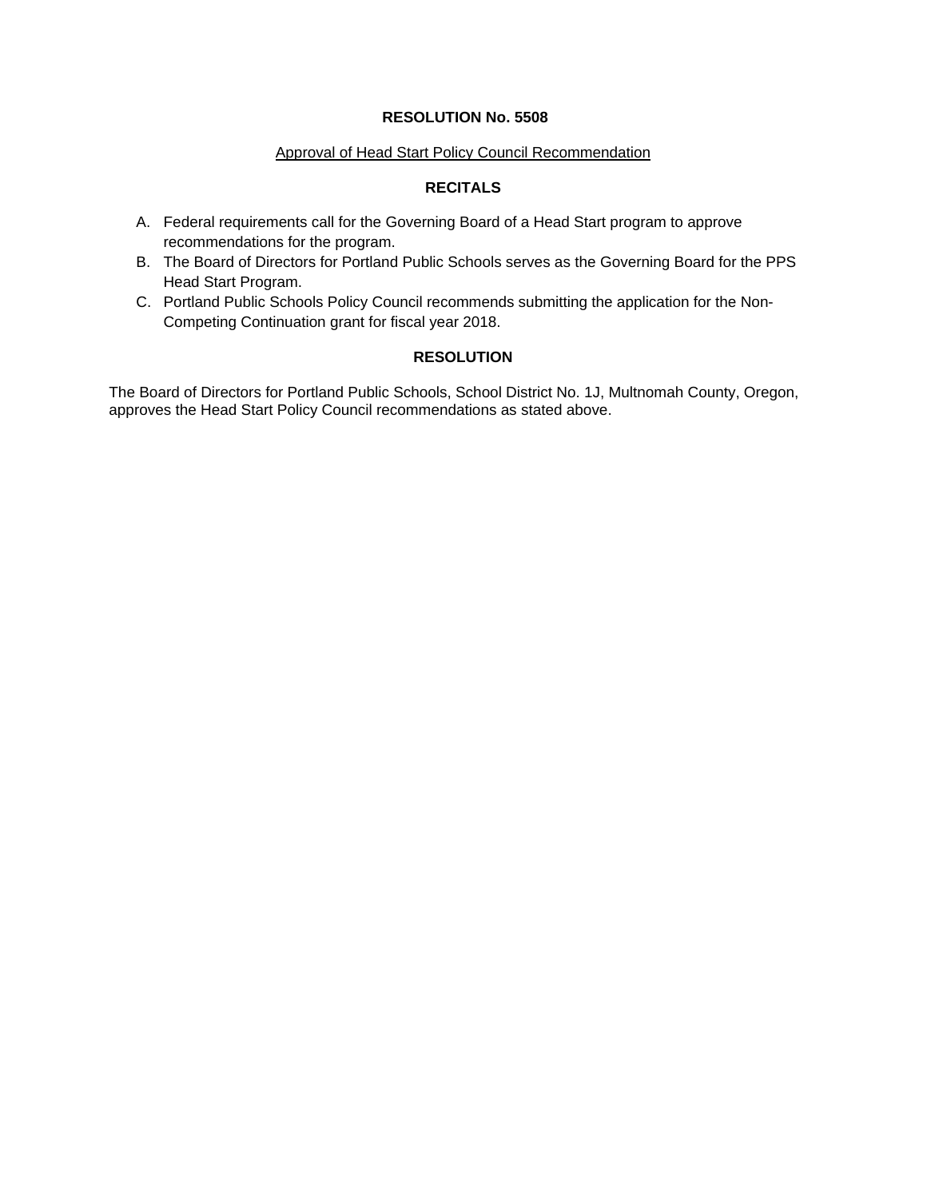**RESOLUTION No. 5508**

Approval of Head Start Policy Council Recommendation

**RECITALS**

A. Federal requirements call for the Governing Board of a Head Start program to approve recommendations for the program.
B. The Board of Directors for Portland Public Schools serves as the Governing Board for the PPS Head Start Program.
C. Portland Public Schools Policy Council recommends submitting the application for the Non-Competing Continuation grant for fiscal year 2018.

**RESOLUTION**

The Board of Directors for Portland Public Schools, School District No. 1J, Multnomah County, Oregon, approves the Head Start Policy Council recommendations as stated above.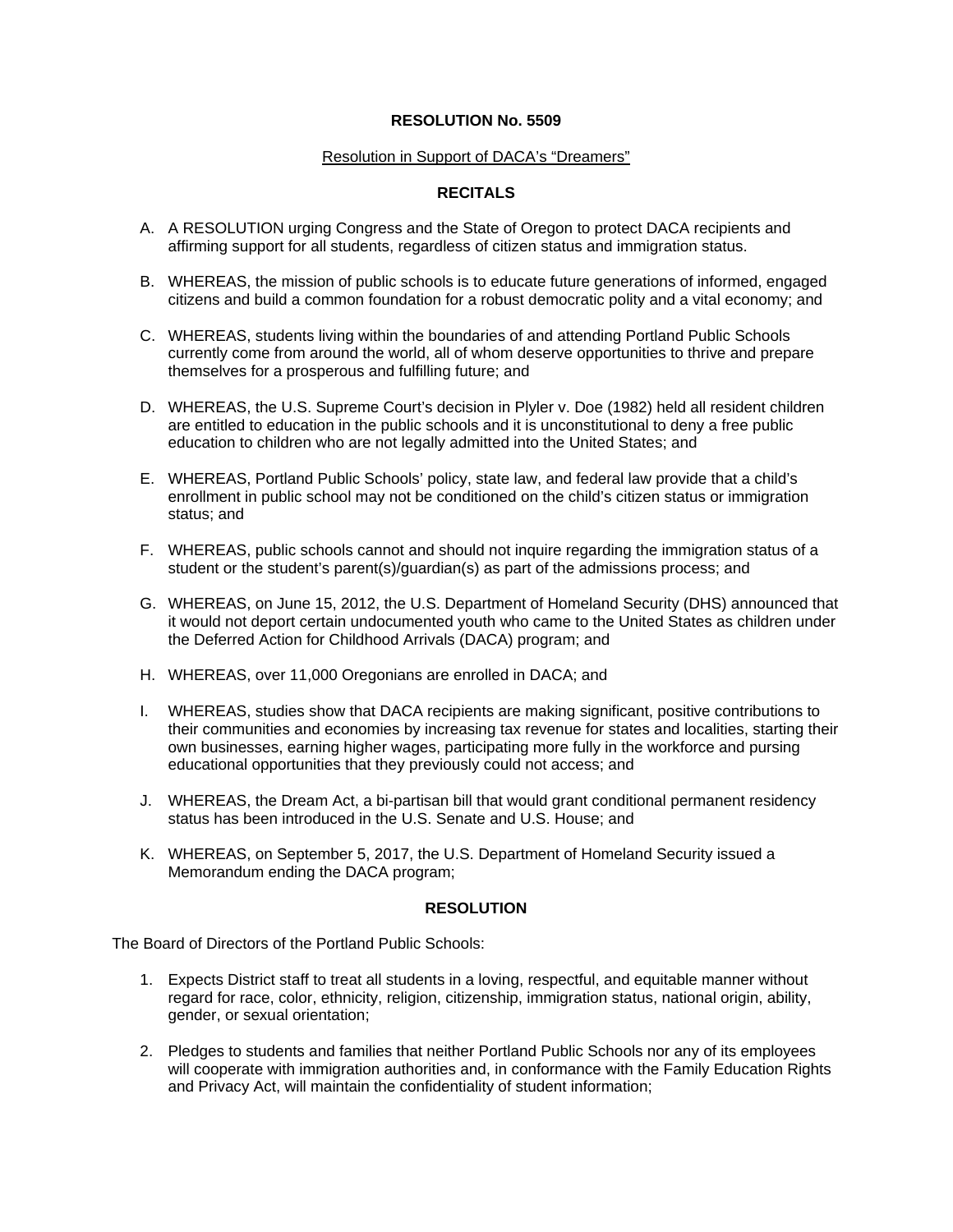**RESOLUTION No. 5509**

Resolution in Support of DACA's "Dreamers"

**RECITALS**

A. A RESOLUTION urging Congress and the State of Oregon to protect DACA recipients and affirming support for all students, regardless of citizen status and immigration status.

B. WHEREAS, the mission of public schools is to educate future generations of informed, engaged citizens and build a common foundation for a robust democratic polity and a vital economy; and

C. WHEREAS, students living within the boundaries of and attending Portland Public Schools currently come from around the world, all of whom deserve opportunities to thrive and prepare themselves for a prosperous and fulfilling future; and

D. WHEREAS, the U.S. Supreme Court's decision in Plyler v. Doe (1982) held all resident children are entitled to education in the public schools and it is unconstitutional to deny a free public education to children who are not legally admitted into the United States; and

E. WHEREAS, Portland Public Schools' policy, state law, and federal law provide that a child's enrollment in public school may not be conditioned on the child's citizen status or immigration status; and

F. WHEREAS, public schools cannot and should not inquire regarding the immigration status of a student or the student's parent(s)/guardian(s) as part of the admissions process; and

G. WHEREAS, on June 15, 2012, the U.S. Department of Homeland Security (DHS) announced that it would not deport certain undocumented youth who came to the United States as children under the Deferred Action for Childhood Arrivals (DACA) program; and

H. WHEREAS, over 11,000 Oregonians are enrolled in DACA; and

I. WHEREAS, studies show that DACA recipients are making significant, positive contributions to their communities and economies by increasing tax revenue for states and localities, starting their own businesses, earning higher wages, participating more fully in the workforce and pursing educational opportunities that they previously could not access; and

J. WHEREAS, the Dream Act, a bi-partisan bill that would grant conditional permanent residency status has been introduced in the U.S. Senate and U.S. House; and

K. WHEREAS, on September 5, 2017, the U.S. Department of Homeland Security issued a Memorandum ending the DACA program;

**RESOLUTION**

The Board of Directors of the Portland Public Schools:

1. Expects District staff to treat all students in a loving, respectful, and equitable manner without regard for race, color, ethnicity, religion, citizenship, immigration status, national origin, ability, gender, or sexual orientation;

2. Pledges to students and families that neither Portland Public Schools nor any of its employees will cooperate with immigration authorities and, in conformance with the Family Education Rights and Privacy Act, will maintain the confidentiality of student information;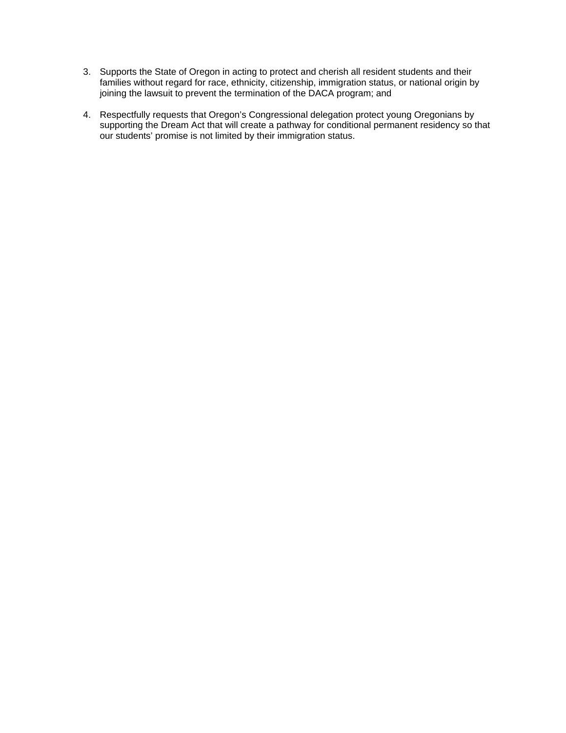3. Supports the State of Oregon in acting to protect and cherish all resident students and their families without regard for race, ethnicity, citizenship, immigration status, or national origin by joining the lawsuit to prevent the termination of the DACA program; and

4. Respectfully requests that Oregon's Congressional delegation protect young Oregonians by supporting the Dream Act that will create a pathway for conditional permanent residency so that our students' promise is not limited by their immigration status.